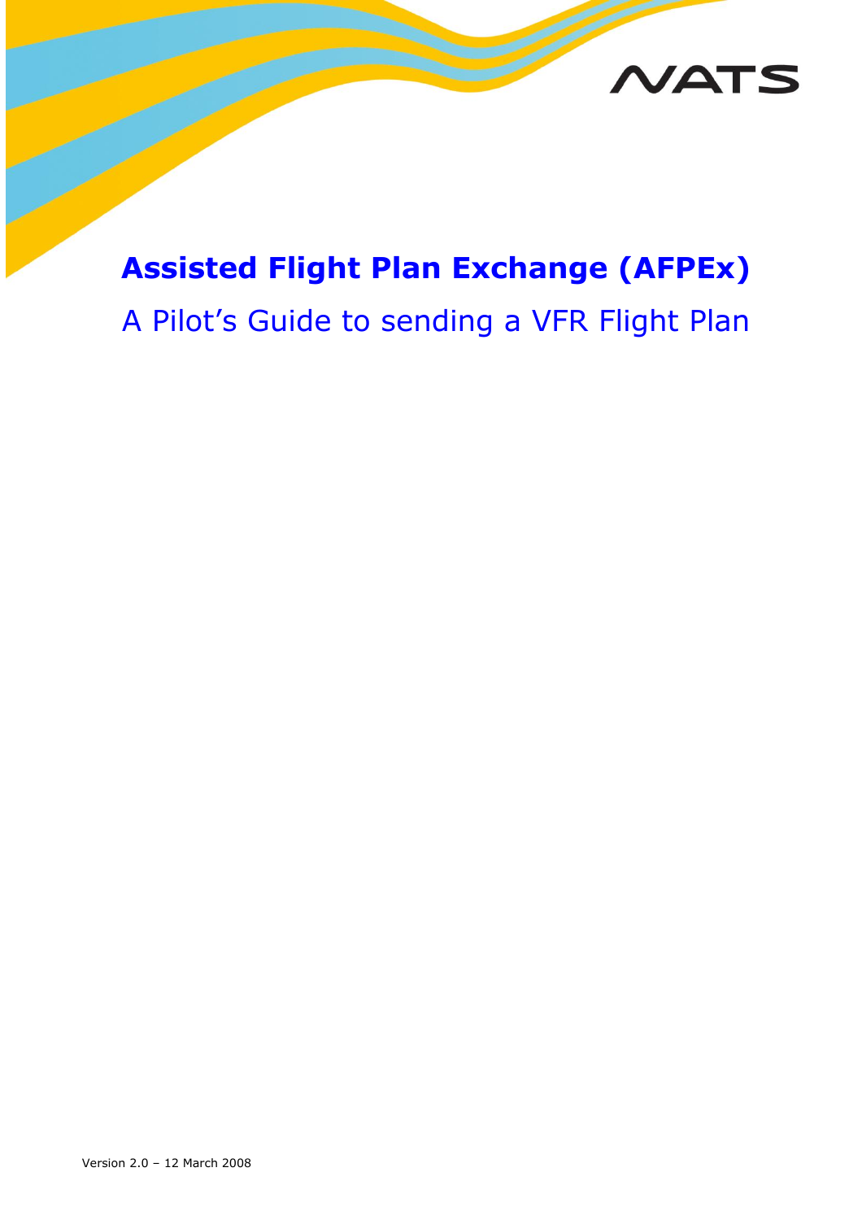NATS

# Assisted Flight Plan Exchange (AFPEx)

## A Pilot's Guide to sending a VFR Flight Plan

Version 2.0 – 12 March 2008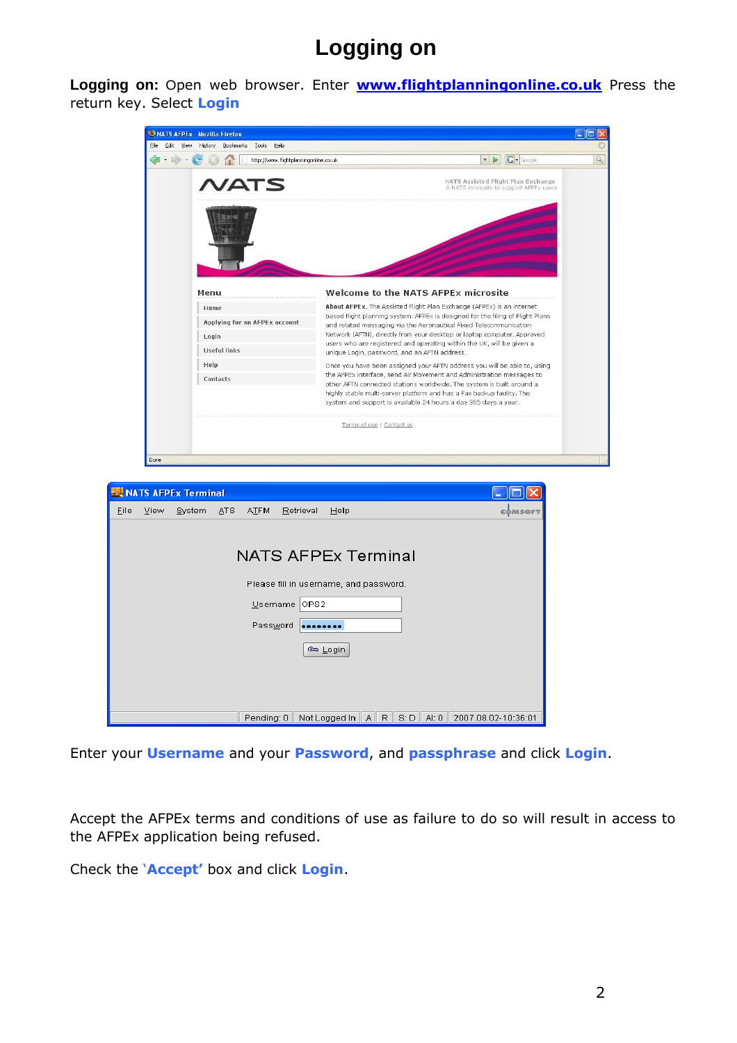# Logging on

**Logging on:** Open web browser. Enter **www.flightplanningonline.co.uk** Press the return key. Select **Login**

Enter your **Username** and your **Password**, and **passphrase** and click **Login**.

Accept the AFPEx terms and conditions of use as failure to do so will result in access to the AFPEx application being refused.

Check the **'Accept'** box and click **Login**.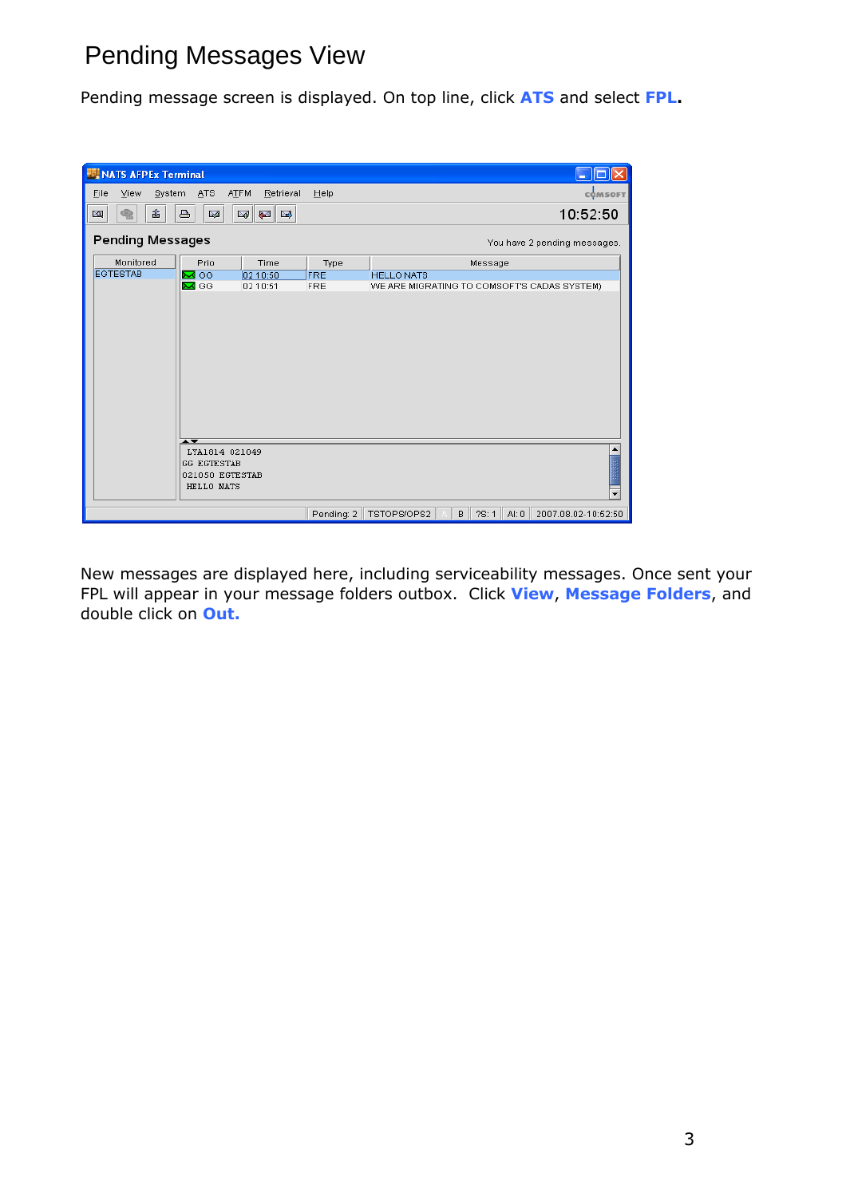# Pending Messages View

Pending message screen is displayed. On top line, click **ATS** and select **FPL.**

New messages are displayed here, including serviceability messages. Once sent your FPL will appear in your message folders outbox. Click **View**, **Message Folders**, and double click on **Out.**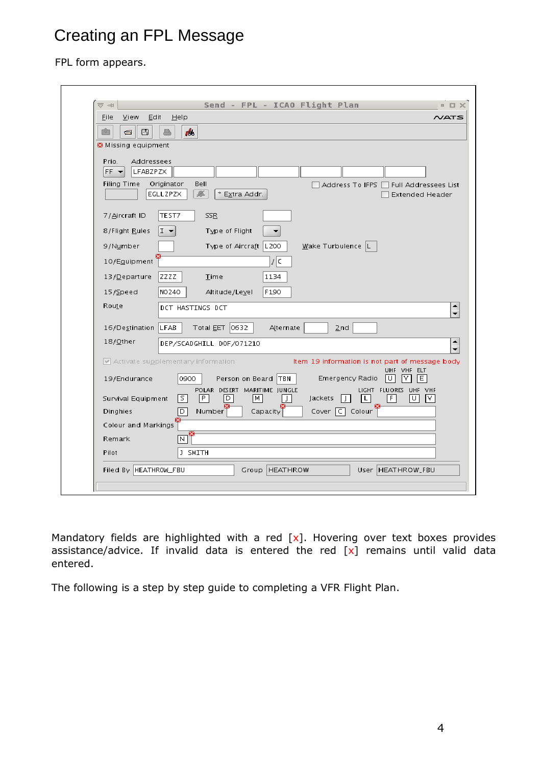# Creating an FPL Message

FPL form appears.

Mandatory fields are highlighted with a red [x]. Hovering over text boxes provides assistance/advice. If invalid data is entered the red [x] remains until valid data entered.

The following is a step by step guide to completing a VFR Flight Plan.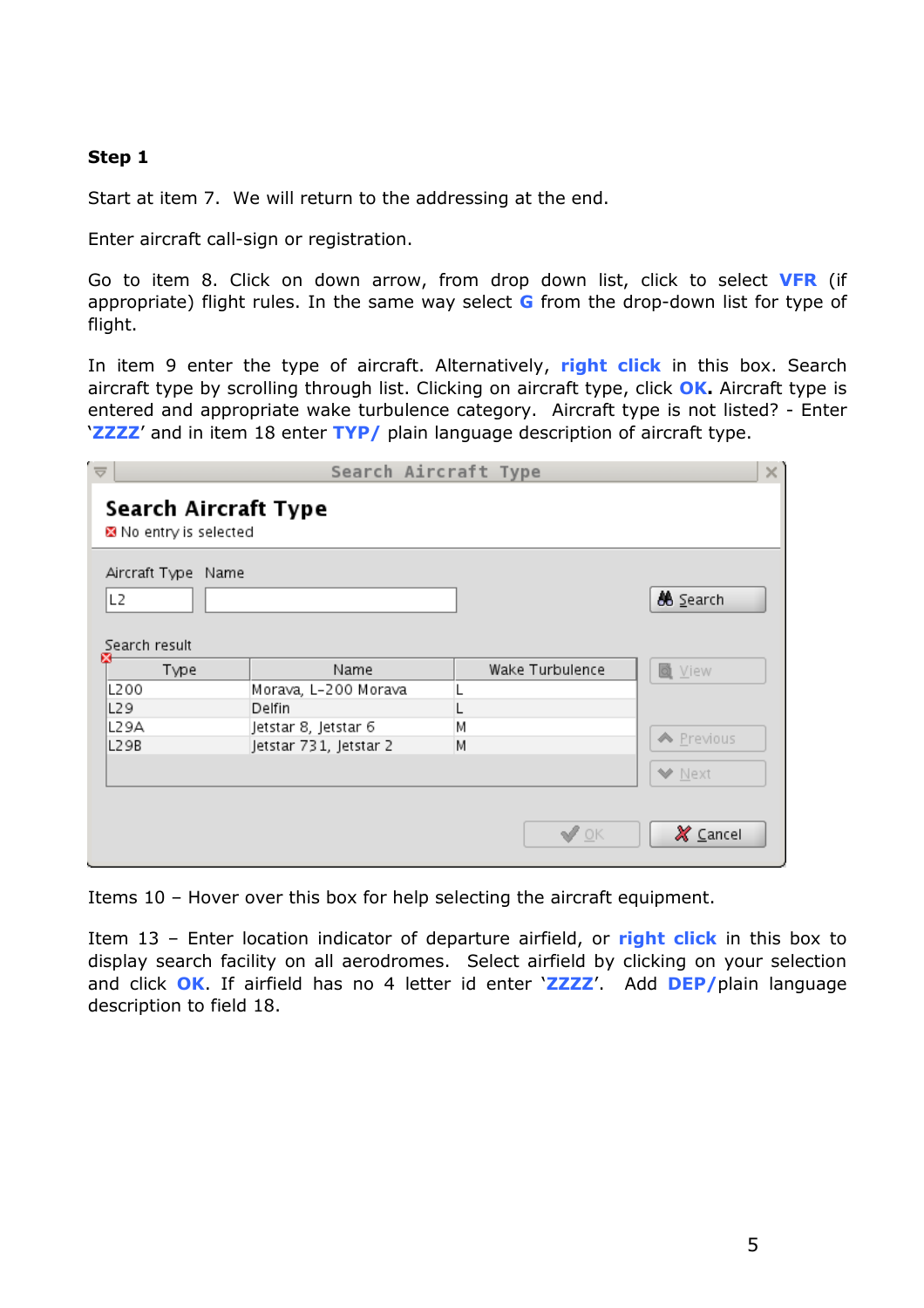**Step 1**

Start at item 7. We will return to the addressing at the end.

Enter aircraft call-sign or registration.

Go to item 8. Click on down arrow, from drop down list, click to select **VFR** (if appropriate) flight rules. In the same way select **G** from the drop-down list for type of flight.

In item 9 enter the type of aircraft. Alternatively, **right click** in this box. Search aircraft type by scrolling through list. Clicking on aircraft type, click **OK.** Aircraft type is entered and appropriate wake turbulence category. Aircraft type is not listed? - Enter '**ZZZZ**' and in item 18 enter **TYP/** plain language description of aircraft type.

Search Aircraft Type

**Search Aircraft Type**

No entry is selected

Aircraft Type: L2 Name:

Search

Search result

| Type | Name | Wake Turbulence |
|---|---|---|
| L200 | Morava, L-200 Morava | L |
| L29 | Delfin | L |
| L29A | Jetstar 8, Jetstar 6 | M |
| L29B | Jetstar 731, Jetstar 2 | M |

View | Previous | Next | OK | Cancel

Items 10 – Hover over this box for help selecting the aircraft equipment.

Item 13 – Enter location indicator of departure airfield, or **right click** in this box to display search facility on all aerodromes. Select airfield by clicking on your selection and click **OK**. If airfield has no 4 letter id enter '**ZZZZ**'. Add **DEP/**plain language description to field 18.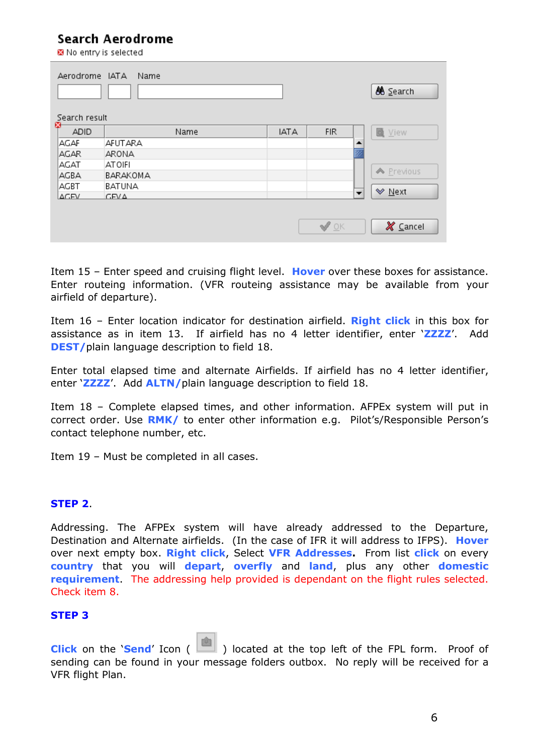**Search Aerodrome**

No entry is selected

| Aerodrome | IATA | Name |
|---|---|---|
| | | |

Search

Search result

| ADID | Name | IATA | FIR |
|---|---|---|---|
| AGAF | AFUTARA | | |
| AGAR | ARONA | | |
| AGAT | ATOIFI | | |
| AGBA | BARAKOMA | | |
| AGBT | BATUNA | | |
| AGEV | GEVA | | |

View

Previous

Next

OK

Cancel

Item 15 – Enter speed and cruising flight level. **Hover** over these boxes for assistance. Enter routeing information. (VFR routeing assistance may be available from your airfield of departure).

Item 16 – Enter location indicator for destination airfield. **Right click** in this box for assistance as in item 13. If airfield has no 4 letter identifier, enter '**ZZZZ**'. Add **DEST/**plain language description to field 18.

Enter total elapsed time and alternate Airfields. If airfield has no 4 letter identifier, enter '**ZZZZ**'. Add **ALTN/**plain language description to field 18.

Item 18 – Complete elapsed times, and other information. AFPEx system will put in correct order. Use **RMK/** to enter other information e.g. Pilot's/Responsible Person's contact telephone number, etc.

Item 19 – Must be completed in all cases.

## STEP 2.

Addressing. The AFPEx system will have already addressed to the Departure, Destination and Alternate airfields. (In the case of IFR it will address to IFPS). **Hover** over next empty box. **Right click**, Select **VFR Addresses.** From list **click** on every **country** that you will **depart**, **overfly** and **land**, plus any other **domestic requirement**. The addressing help provided is dependant on the flight rules selected. Check item 8.

## STEP 3

**Click** on the '**Send**' Icon ( ) located at the top left of the FPL form. Proof of sending can be found in your message folders outbox. No reply will be received for a VFR flight Plan.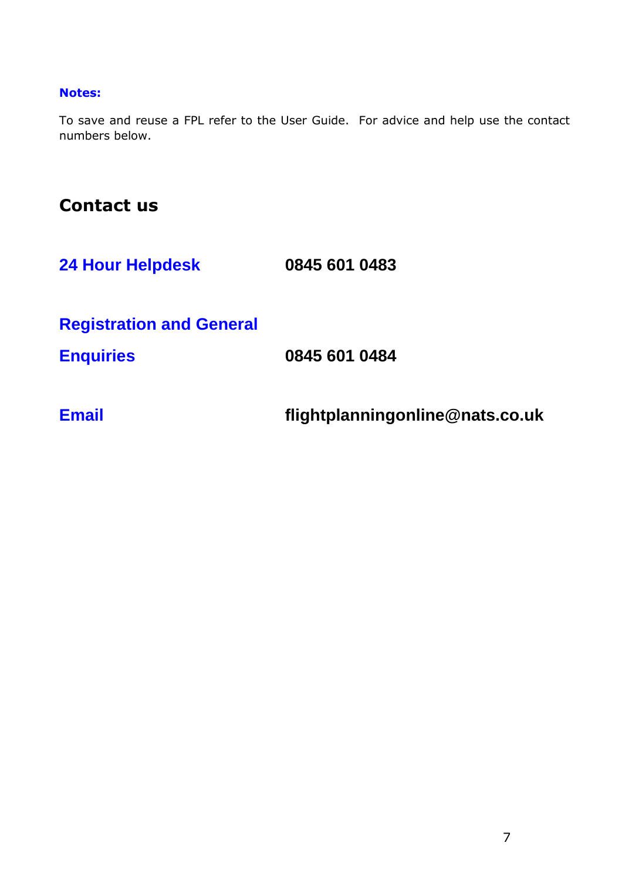**Notes:**

To save and reuse a FPL refer to the User Guide. For advice and help use the contact numbers below.

## Contact us

| | |
|---|---|
| **24 Hour Helpdesk** | **0845 601 0483** |
| **Registration and General Enquiries** | **0845 601 0484** |
| **Email** | **flightplanningonline@nats.co.uk** |